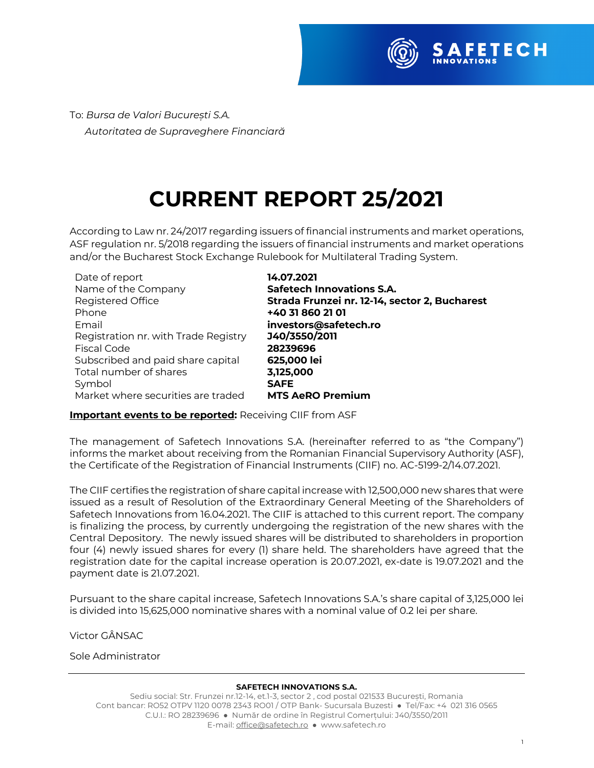To: *Bursa de Valori București S.A.*
*Autoritatea de Supraveghere Financiară*

# CURRENT REPORT 25/2021

According to Law nr. 24/2017 regarding issuers of financial instruments and market operations, ASF regulation nr. 5/2018 regarding the issuers of financial instruments and market operations and/or the Bucharest Stock Exchange Rulebook for Multilateral Trading System.

| | |
|---|---|
| Date of report | **14.07.2021** |
| Name of the Company | **Safetech Innovations S.A.** |
| Registered Office | **Strada Frunzei nr. 12-14, sector 2, Bucharest** |
| Phone | **+40 31 860 21 01** |
| Email | **investors@safetech.ro** |
| Registration nr. with Trade Registry | **J40/3550/2011** |
| Fiscal Code | **28239696** |
| Subscribed and paid share capital | **625,000 lei** |
| Total number of shares | **3,125,000** |
| Symbol | **SAFE** |
| Market where securities are traded | **MTS AeRO Premium** |

**Important events to be reported:** Receiving CIIF from ASF

The management of Safetech Innovations S.A. (hereinafter referred to as "the Company") informs the market about receiving from the Romanian Financial Supervisory Authority (ASF), the Certificate of the Registration of Financial Instruments (CIIF) no. AC-5199-2/14.07.2021.

The CIIF certifies the registration of share capital increase with 12,500,000 new shares that were issued as a result of Resolution of the Extraordinary General Meeting of the Shareholders of Safetech Innovations from 16.04.2021. The CIIF is attached to this current report. The company is finalizing the process, by currently undergoing the registration of the new shares with the Central Depository. The newly issued shares will be distributed to shareholders in proportion four (4) newly issued shares for every (1) share held. The shareholders have agreed that the registration date for the capital increase operation is 20.07.2021, ex-date is 19.07.2021 and the payment date is 21.07.2021.

Pursuant to the share capital increase, Safetech Innovations S.A.'s share capital of 3,125,000 lei is divided into 15,625,000 nominative shares with a nominal value of 0.2 lei per share.

Victor GÂNSAC

Sole Administrator

**SAFETECH INNOVATIONS S.A.**
Sediu social: Str. Frunzei nr.12-14, et.1-3, sector 2 , cod postal 021533 București, Romania
Cont bancar: RO52 OTPV 1120 0078 2343 RO01 / OTP Bank- Sucursala Buzesti ● Tel/Fax: +4 021 316 0565
C.U.I.: RO 28239696 ● Număr de ordine în Registrul Comerțului: J40/3550/2011
E-mail: office@safetech.ro ● www.safetech.ro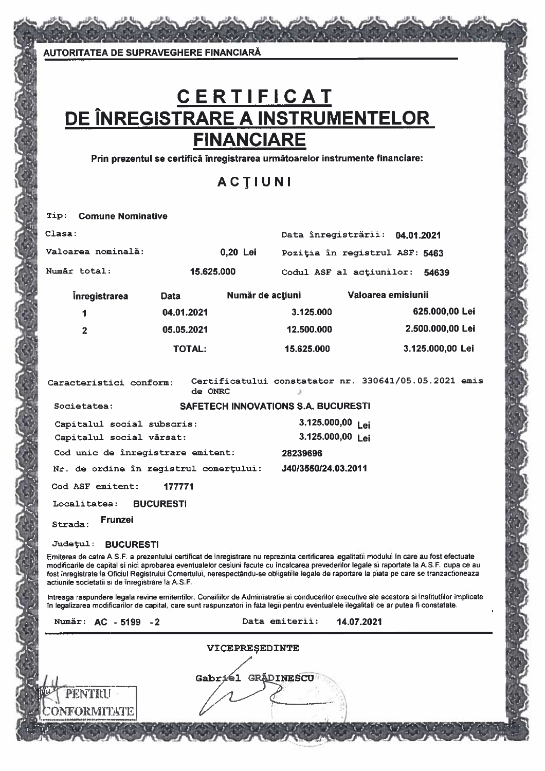AUTORITATEA DE SUPRAVEGHERE FINANCIARĂ

# CERTIFICAT DE ÎNREGISTRARE A INSTRUMENTELOR FINANCIARE

**Prin prezentul se certifică înregistrarea următoarelor instrumente financiare:**

## ACŢIUNI

Tip: **Comune Nominative**

Clasa:

Data înregistrării: **04.01.2021**

Valoarea nominală: **0,20 Lei**

Poziţia în registrul ASF: **5463**

Număr total: **15.625.000**

Codul ASF al acţiunilor: **54639**

| Înregistrarea | Data | Număr de acţiuni | Valoarea emisiunii |
|---|---|---|---|
| 1 | 04.01.2021 | 3.125.000 | 625.000,00 Lei |
| 2 | 05.05.2021 | 12.500.000 | 2.500.000,00 Lei |
| | TOTAL: | 15.625.000 | 3.125.000,00 Lei |

Caracteristici conform: Certificatului constatator nr. 330641/05.05.2021 emis de ONRC

Societatea: **SAFETECH INNOVATIONS S.A. BUCURESTI**

Capitalul social subscris: **3.125.000,00 Lei**

Capitalul social vărsat: **3.125.000,00 Lei**

Cod unic de înregistrare emitent: **28239696**

Nr. de ordine în registrul comerţului: **J40/3550/24.03.2011**

Cod ASF emitent: **177771**

Localitatea: **BUCURESTI**

Strada: **Frunzei**

Judeţul: **BUCURESTI**

Emiterea de catre A.S.F. a prezentului certificat de înregistrare nu reprezinta certificarea legalitatii modului în care au fost efectuate modificarile de capital si nici aprobarea eventualelor cesiuni facute cu încalcarea prevederilor legale si raportate la A.S.F. dupa ce au fost înregistrate la Oficiul Registrului Comertului, nerespectându-se obligatiile legale de raportare la piata pe care se tranzactioneaza actiunile societatii si de înregistrare la A.S.F.

Intreaga raspundere legala revine emitentilor, Consiliilor de Administratie si conducerilor executive ale acestora si Institutiilor implicate în legalizarea modificarilor de capital, care sunt raspunzatori în fata legii pentru eventualele ilegalitati ce ar putea fi constatate.

Număr: **AC - 5199 -2**

Data emiterii: **14.07.2021**

VICEPREŞEDINTE

Gabriel GRĂDINESCU

PENTRU CONFORMITATE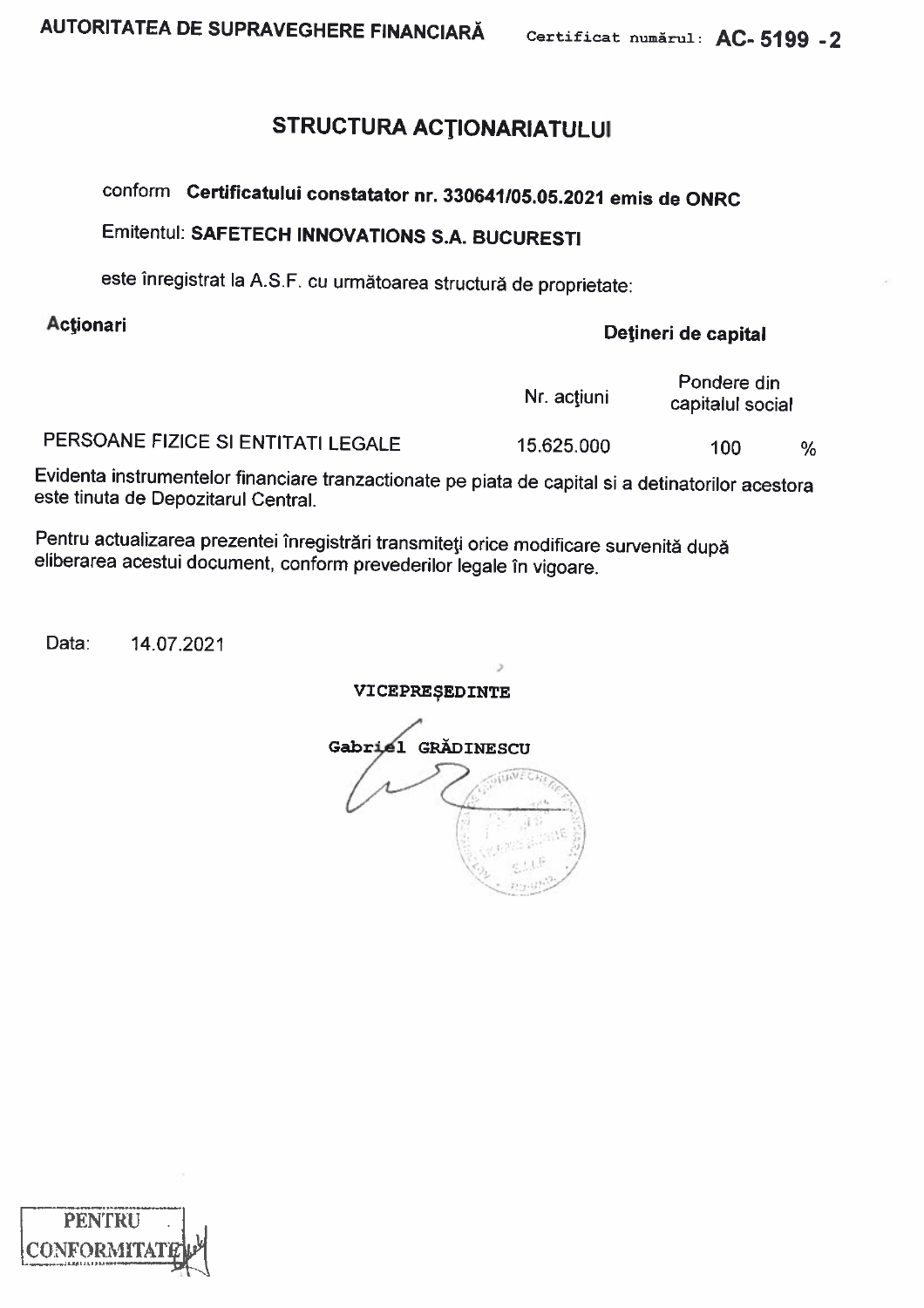**AUTORITATEA DE SUPRAVEGHERE FINANCIARĂ** Certificat numărul: **AC- 5199 -2**

# STRUCTURA ACŢIONARIATULUI

conform **Certificatului constatator nr. 330641/05.05.2021 emis de ONRC**

Emitentul: **SAFETECH INNOVATIONS S.A. BUCURESTI**

este înregistrat la A.S.F. cu următoarea structură de proprietate:

| **Acţionari** | **Deţineri de capital** | |
|---|---|---|
| | Nr. acţiuni | Pondere din capitalul social |
| PERSOANE FIZICE SI ENTITATI LEGALE | 15.625.000 | 100 % |

Evidenta instrumentelor financiare tranzactionate pe piata de capital si a detinatorilor acestora este tinuta de Depozitarul Central.

Pentru actualizarea prezentei înregistrări transmiteţi orice modificare survenită după eliberarea acestui document, conform prevederilor legale în vigoare.

Data: 14.07.2021

**VICEPREŞEDINTE**

Gabriel GRĂDINESCU

PENTRU CONFORMITATE